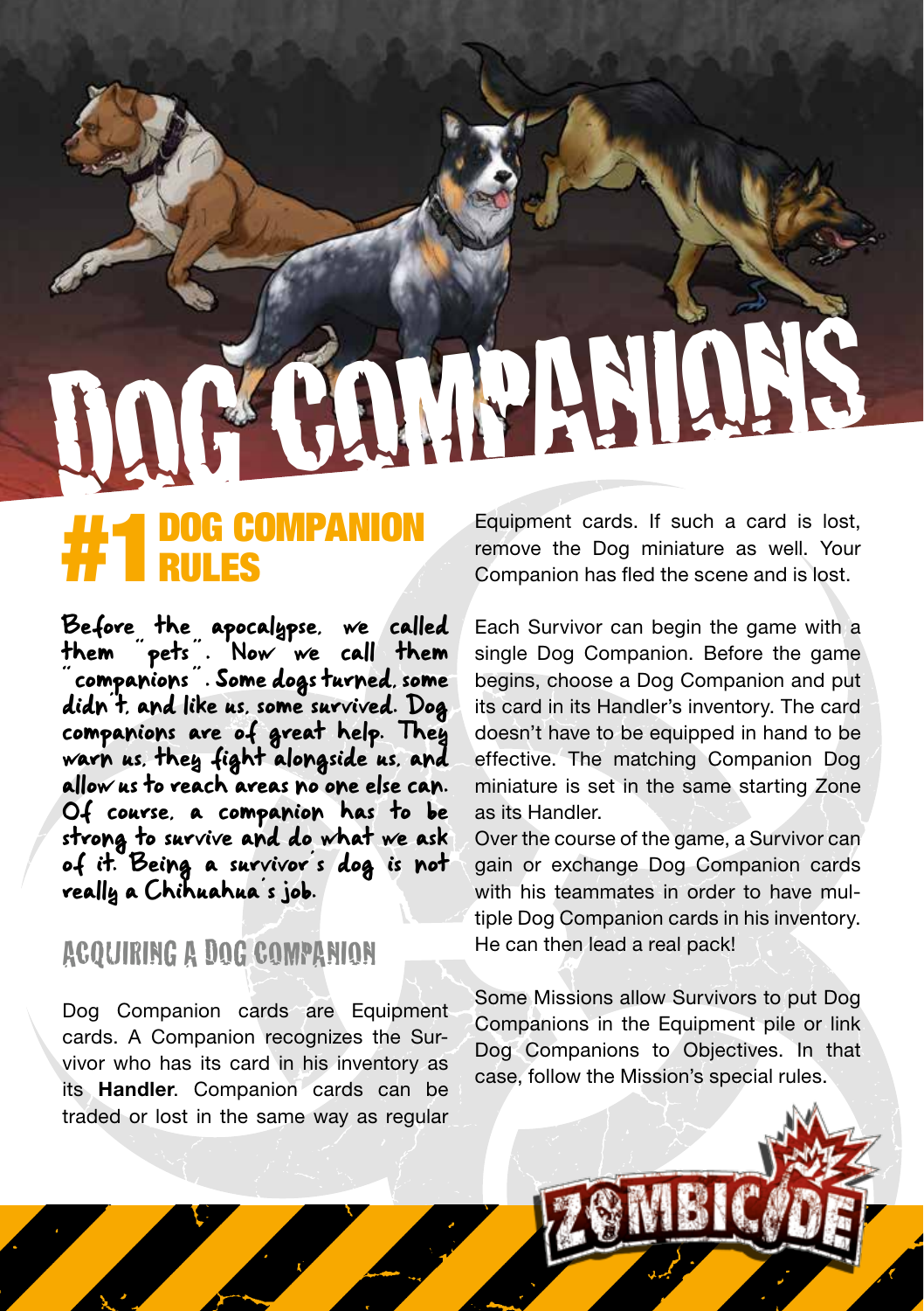# DOG COMPANIONS

## #1 DOG COMPANION RULES

Before the apocalypse, we called them "pets". Now we call them "companions". Some dogs turned, some didn't, and like us, some survived. Dog companions are of great help. They warn us, they fight alongside us, and allow us to reach areas no one else can. Of course, a companion has to be strong to survive and do what we ask of it. Being a survivor's dog is not really a Chihuahua's job.

### ACQUIRING A DOG COMPANION

Dog Companion cards are Equipment cards. A Companion recognizes the Survivor who has its card in his inventory as its **Handler**. Companion cards can be traded or lost in the same way as regular Equipment cards. If such a card is lost, remove the Dog miniature as well. Your Companion has fled the scene and is lost.

Each Survivor can begin the game with a single Dog Companion. Before the game begins, choose a Dog Companion and put its card in its Handler's inventory. The card doesn't have to be equipped in hand to be effective. The matching Companion Dog miniature is set in the same starting Zone as its Handler.

Over the course of the game, a Survivor can gain or exchange Dog Companion cards with his teammates in order to have multiple Dog Companion cards in his inventory. He can then lead a real pack!

Some Missions allow Survivors to put Dog Companions in the Equipment pile or link Dog Companions to Objectives. In that case, follow the Mission's special rules.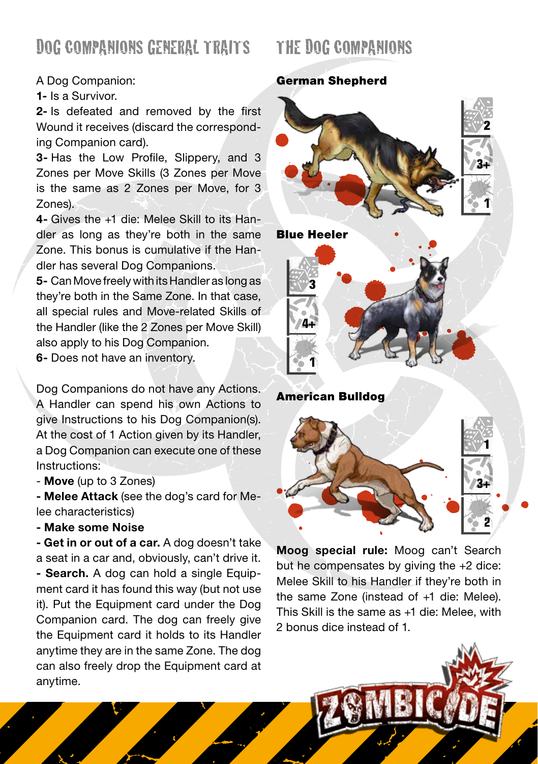## Dog Companions General Traits

A Dog Companion:

**1-** Is a Survivor.

**2-** Is defeated and removed by the first Wound it receives (discard the corresponding Companion card).

**3-** Has the Low Profile, Slippery, and 3 Zones per Move Skills (3 Zones per Move is the same as 2 Zones per Move, for 3 Zones).

**4-** Gives the +1 die: Melee Skill to its Handler as long as they're both in the same Zone. This bonus is cumulative if the Handler has several Dog Companions.

**5-** Can Move freely with its Handler as long as they're both in the Same Zone. In that case, all special rules and Move-related Skills of the Handler (like the 2 Zones per Move Skill) also apply to his Dog Companion.

**6-** Does not have an inventory.

Dog Companions do not have any Actions. A Handler can spend his own Actions to give Instructions to his Dog Companion(s). At the cost of 1 Action given by its Handler, a Dog Companion can execute one of these Instructions:

- **Move** (up to 3 Zones)
- **Melee Attack** (see the dog's card for Melee characteristics)
- **Make some Noise**
- **Get in or out of a car.** A dog doesn't take a seat in a car and, obviously, can't drive it.
- **Search.** A dog can hold a single Equipment card it has found this way (but not use it). Put the Equipment card under the Dog Companion card. The dog can freely give the Equipment card it holds to its Handler anytime they are in the same Zone. The dog can also freely drop the Equipment card at anytime.

## The Dog Companions

**German Shepherd**

2

3+

1

**Blue Heeler**

3

4+

1

**American Bulldog**

1

3+

2

**Moog special rule:** Moog can't Search but he compensates by giving the +2 dice: Melee Skill to his Handler if they're both in the same Zone (instead of +1 die: Melee). This Skill is the same as +1 die: Melee, with 2 bonus dice instead of 1.